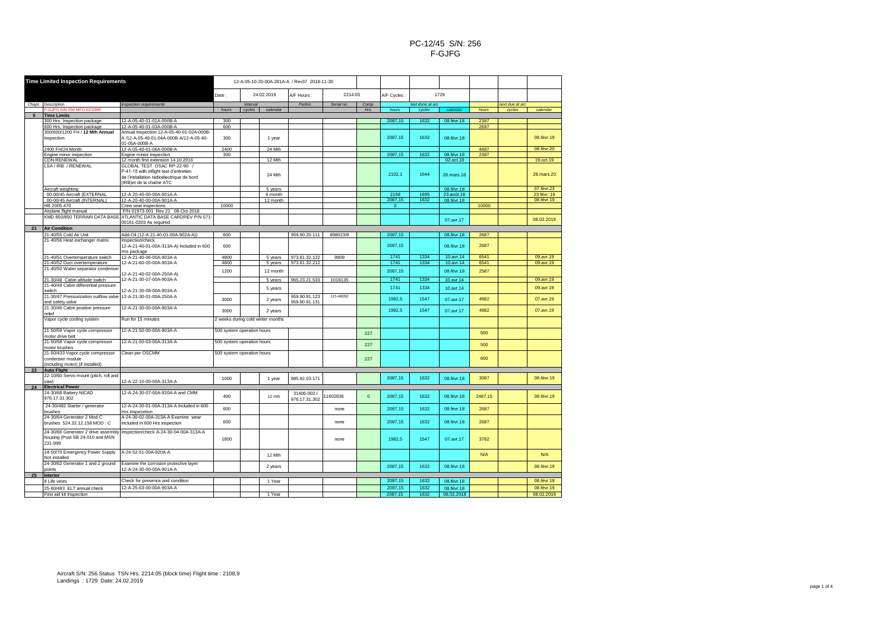# PC-12/45 S/N: 256
# F-GJFG

| Time Limited Inspection Requirements | | 12-A-05-10-20-00A-281A-A / Rev37 2018-11-30 | | | | | | | | | | | | |
|---|---|---|---|---|---|---|---|---|---|---|---|---|---|---|
| | | Date : | 24.02.2019 | | A/F Hours : | 2214:05 | | | A/F Cycles : | 1729 | | | | |
| *Chapt.* | *Description* | *Inspection requirements* | *Interval* | | | *Partno.* | *Serial no.* | *Comp.* | *last done at a/c* | | | *next due at a/c* | | |
| | F-GJFG S/N 256 MFD 02/1999 | | *hours* | *cycles* | *calendar* | | | *Hrs.* | *hours* | *cycles* | *calendar* | *hours* | *cycles* | *calendar* |
| **5** | **Time Limits** | | | | | | | | | | | | | |
| | 300 Hrs. Inspection package | 12-A-05-40-01-01A-000B-A | 300 | | | | | | 2087,15 | 1632 | 08.févr.18 | 2387 | | |
| | 600 Hrs. Inspection package | 12-A-05-40-01-03A-000B-A | 600 | | | | | | | | | 2687 | | |
| | 300/600/1200 FH / **12 Mth Annual** Inspection | Annual Inspection 12-A-05-40-01-02A-000B-A /12-A-05-40-01-04A-000B-A/12-A-05-40-01-05A-000B-A | 300 | | 1 year | | | | 2087,15 | 1632 | 08.févr.18 | | | 08.févr.19 |
| | 2400 FH/24 Month | 12-A-05-40-01-06A-000B-A | 2400 | | 24 Mth | | | | | | | 4487 | | 08.févr.20 |
| | Engine minor inspection | Engine minor inspection | 300 | | | | | | 2087,15 | 1632 | 08.févr.18 | 2387 | | |
| | CDN RENEWAL | 12 month first extension 14.10.2016 | | | 12 Mth | | | | | | 02.oct.18 | | | 19.oct.19 |
| | LSA / IRB / RENEWAL | GLOBAL TEST OSAC RP-22-90 / P-41-15 with inflight test d'entretien de l'installation radioélectrique de bord (IRB)et de la chaîne ATC | | | 24 Mth | | | | 2102,1 | 1644 | 28.mars.18 | | | 28.mars.20 |
| | Aircraft weighting | | | | 5 years | | | | | | 08.févr.18 | | | 07.févr.23 |
| | 00-00/45 Aircraft (EXTERNAL | 12-A-20-40-00-00A-901A-A | | | 6 month | | | | 2168 | 1695 | 23.août.18 | | | 23 févr. 19 |
| | 00-00/45 Aircraft (INTERNAL) | 12-A-20-40-00-00A-901A-A | | | 12 month | | | | 2087,15 | 1632 | 08.févr.18 | | | 08.févr.19 |
| | HB 2005-470 | Crew seat inspections | 10000 | | | | | | 0 | | | 10000 | | |
| | Airplane flight manual | P/N 01973-001 Rev 22 08-Oct-2018 | | | | | | | | | | | | |
| | KMD 850/850 TERRAIN DATA BASE | ATLANTIC DATA BASE CARDREV P/N 071-00161-0203 As required | | | | | | | | | 07.avr.17 | | | 08.02.2019 |
| **21** | **Air Condition** | | | | | | | | | | | | | |
| | 21-40/55 Cold Air Unit | Add-Oil (12-A-21-40-01-00A-902A-A)) | 600 | | | 959.90.20.111 | 898023/8 | | 2087,15 | | 08.févr.18 | 2687 | | |
| | 21-40/56 Heat exchanger matrix | Inspection/check 12-A-21-40-01-00A-313A-A) Included in 600 Hrs package | 600 | | | | | | 2087,15 | | 08.févr.18 | 2687 | | |
| | 21-40/51 Overtemperature switch | 12-A-21-40-06-00A-903A-A | 4800 | | 5 years | 973.81.32.122 | 9909 | | 1741 | 1334 | 10.avr.14 | 6541 | | 09.avr.19 |
| | 21-40/52 Duct overtemperature | 12-A-21-60-05-00A-903A-A | 4800 | | 5 years | 973.81.32.212 | | | 1741 | 1334 | 10.avr.14 | 6541 | | 09.avr.19 |
| | 21-40/50 Water separator condenser | 12-A-21-40-02-00A-250A-A) | 1200 | | 12 month | | | | 2087,15 | | 08.févr.18 | 2587 | | |
| | 21-30/48 Cabin altitude switch | 12-A-21-30-07-00A-903A-A | | | 5 years | 965.23.21.533 | 1018135 | | 1741 | 1334 | 10.avr.14 | | | 09.avr.19 |
| | 21-40/49 Cabin differential pressure switch | 12-A-21-30-08-00A-903A-A | | | 5 years | | | | 1741 | 1334 | 10.avr.14 | | | 09.avr.19 |
| | 21-30/47 Pressurization outflow valve and safety valve | 12-A-21-30-01-00A-250A-A | 3000 | | 2 years | 959.90.91.123 959.90.91.131 | 115-A0052 | | 1982,5 | 1547 | 07.avr.17 | 4982 | | 07.avr.19 |
| | 21-30/46 Cabin positive pressure relief | 12-A-21-30-00-00A-903A-A | 3000 | | 2 years | | | | 1982,5 | 1547 | 07.avr.17 | 4982 | | 07.avr.19 |
| | Vapor cycle cooling system | Run for 15 minutes | 2 weeks during cold winter months | | | | | | | | | | | |
| | 21-50/59 Vapor cycle compressor motor drive belt | 12-A-21-50-00-00A-903A-A | 500 system operation hours | | | | | 227 | | | | 500 | | |
| | 21-50/58 Vapor cycle compressor motor brushes | 12-A-21-50-03-00A-313A-A | 500 system operation hours | | | | | 227 | | | | 500 | | |
| | 21-50/433 Vapor cycle compressor condenser module (including motor) (if installed) | Clean per OSCMM | 500 system operation hours | | | | | 227 | | | | 600 | | |
| **22** | **Auto Flight** | | | | | | | | | | | | | |
| | 22-10/60 Servo mount (pitch, roll and yaw) | 12-A-22-10-00-00A-313A-A | 1000 | | 1 year | 985.92.03.171 | | | 2087,15 | 1632 | 08.févr.18 | 3087 | | 08.févr.19 |
| **24** | **Electrical Power** | | | | | | | | | | | | | |
| | 24-30/68 Battery NICAD 976.17.31.302 | 12-A-24-30-07-00A-920A-A and CMM | 400 | | 12 mth | 31406-002 / 976.17.31.302 | 11602836 | 0 | 2087,15 | 1632 | 08.févr.18 | 2487,15 | | 08.févr.19 |
| | 24-30/482 Starter / generator brushes | 12-A-24-30-01-00A-313A-A Included in 600 Hrs inspecetion | 600 | | | | none | | 2087,15 | 1632 | 08.févr.18 | 2687 | | |
| | 24-30/64 Generator 2 Mod C brushes 524.32.12.158 MOD : C | A-24-30-02-00A-313A-A Examine wear Included in 600 Hrs inspection | 600 | | | | none | | 2087,15 | 1632 | 08.févr.18 | 2687 | | |
| | 24-30/66 Generator 2 drive assembly housing (Post SB 24-010 and MSN 231-999 | Inspection/check A-24-30-04-00A-313A-A | 1800 | | | | none | | 1982,5 | 1547 | 07.avr.17 | 3782 | | |
| | 24-50/70 Emergency Power Supply Not installed | A-24-52-51-00A-920A-A | | | 12 Mth | | | | | | | N/A | | N/A |
| | 24-30/62 Generator 1 and 2 ground points | Examine the corrosion protective layer 12-A-24-30-00-00A-901A-A | | | 2 years | | | | 2087,15 | 1632 | 08.févr.18 | | | 08.févr.19 |
| **25** | **Interior** | | | | | | | | | | | | | |
| | 8 Life vests | Check for presence and condition | | | 1 Year | | | | 2087,15 | 1632 | 08.févr.18 | | | 08.févr.19 |
| | 25-60/483 ELT annual check | 12-A-25-63-00-00A-903A-A | | | | | | | 2087,15 | 1632 | 08.févr.18 | | | 08.févr.19 |
| | First aid kit Inspection | | | | 1 Year | | | | 2087,15 | 1632 | 08.02.2018 | | | 08.02.2019 |

Aircraft S/N: 256 Status: TSN Hrs. 2214:05 (block time) Flight time : 2108,9
Landings : 1729 Date: 24.02.2019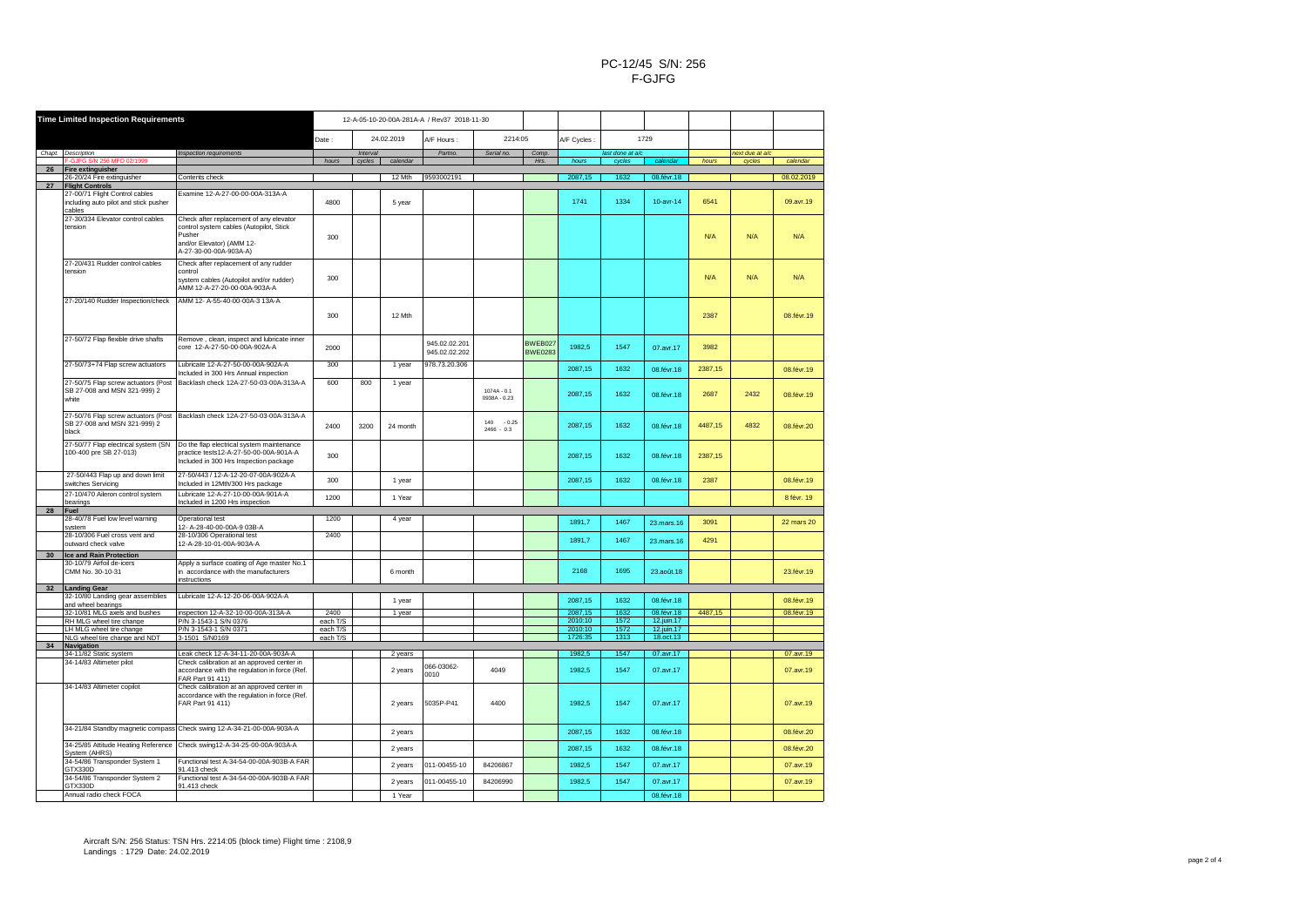# PC-12/45 S/N: 256
# F-GJFG

| Time Limited Inspection Requirements | | 12-A-05-10-20-00A-281A-A / Rev37 2018-11-30 | | | | | | | | | | | | |
|---|---|---|---|---|---|---|---|---|---|---|---|---|---|---|
| | | Date : | 24.02.2019 | | A/F Hours : | 2214:05 | | A/F Cycles : | 1729 | | | | | |
| Chapt. Description | Inspection requirements | Interval | | | Partno. | Serial no. | Comp. | last done at a/c | | | next due at a/c | | | |
| F-GJFG S/N 256 MFD 02/1999 | | hours | cycles | calendar | | | Hrs. | hours | cycles | calendar | hours | cycles | calendar | |
| **26 Fire extinguisher** | | | | | | | | | | | | | | |
| 26-20/24 Fire extinguisher | Contents check | | | 12 Mth | 9593002191 | | | 2087,15 | 1632 | 08.févr.18 | | | 08.02.2019 | |
| **27 Flight Controls** | | | | | | | | | | | | | | |
| 27-00/71 Flight Control cables including auto pilot and stick pusher cables | Examine 12-A-27-00-00-00A-313A-A | 4800 | | 5 year | | | | 1741 | 1334 | 10-avr-14 | 6541 | | 09.avr.19 | |
| 27-30/334 Elevator control cables tension | Check after replacement of any elevator control system cables (Autopilot, Stick Pusher and/or Elevator) (AMM 12-A-27-30-00-00A-903A-A) | 300 | | | | | | | | | N/A | N/A | N/A | |
| 27-20/431 Rudder control cables tension | Check after replacement of any rudder control system cables (Autopilot and/or rudder) AMM 12-A-27-20-00-00A-903A-A | 300 | | | | | | | | | N/A | N/A | N/A | |
| 27-20/140 Rudder Inspection/check | AMM 12- A-55-40-00-00A-3 13A-A | 300 | | 12 Mth | | | | | | | 2387 | | 08.févr.19 | |
| 27-50/72 Flap flexible drive shafts | Remove , clean, inspect and lubricate inner core 12-A-27-50-00-00A-902A-A | 2000 | | | 945.02.02.201 945.02.02.202 | | BWEB027 BWE0283 | 1982,5 | 1547 | 07.avr.17 | 3982 | | | |
| 27-50/73+74 Flap screw actuators | Lubricate 12-A-27-50-00-00A-902A-A Included in 300 Hrs Annual inspection | 300 | | 1 year | 978.73.20.306 | | | 2087,15 | 1632 | 08.févr.18 | 2387,15 | | 08.févr.19 | |
| 27-50/75 Flap screw actuators (Post SB 27-008 and MSN 321-999) 2 white | Backlash check 12A-27-50-03-00A-313A-A | 600 | 800 | 1 year | | 1074A - 0.1 0938A - 0.23 | | 2087,15 | 1632 | 08.févr.18 | 2687 | 2432 | 08.févr.19 | |
| 27-50/76 Flap screw actuators (Post SB 27-008 and MSN 321-999) 2 black | Backlash check 12A-27-50-03-00A-313A-A | 2400 | 3200 | 24 month | | 140 - 0.25 2466 - 0.3 | | 2087,15 | 1632 | 08.févr.18 | 4487,15 | 4832 | 08.févr.20 | |
| 27-50/77 Flap electrical system (SN 100-400 pre SB 27-013) | Do the flap electrical system maintenance practice tests12-A-27-50-00-00A-901A-A Included in 300 Hrs Inspection package | 300 | | | | | | 2087,15 | 1632 | 08.févr.18 | 2387,15 | | | |
| 27-50/443 Flap up and down limit switches Servicing | 27-50/443 / 12-A-12-20-07-00A-902A-A Included in 12Mth/300 Hrs package | 300 | | 1 year | | | | 2087,15 | 1632 | 08.févr.18 | 2387 | | 08.févr.19 | |
| 27-10/470 Aileron control system bearings | Lubricate 12-A-27-10-00-00A-901A-A Included in 1200 Hrs inspection | 1200 | | 1 Year | | | | | | | | | 8 févr. 19 | |
| **28 Fuel** | | | | | | | | | | | | | | |
| 28-40/78 Fuel low level warning system | Operational test 12- A-28-40-00-00A-9 03B-A | 1200 | | 4 year | | | | 1891,7 | 1467 | 23.mars.16 | 3091 | | 22 mars 20 | |
| 28-10/306 Fuel cross vent and outward check valve | 28-10/306 Operational test 12-A-28-10-01-00A-903A-A | 2400 | | | | | | 1891,7 | 1467 | 23.mars.16 | 4291 | | | |
| **30 Ice and Rain Protection** | | | | | | | | | | | | | | |
| 30-10/79 Airfoil de-icers CMM No. 30-10-31 | Apply a surface coating of Age master No.1 in accordance with the manufacturers instructions | | | 6 month | | | | 2168 | 1695 | 23.août.18 | | | 23.févr.19 | |
| **32 Landing Gear** | | | | | | | | | | | | | | |
| 32-10/80 Landing gear assemblies and wheel bearings | Lubricate 12-A-12-20-06-00A-902A-A | | | 1 year | | | | 2087,15 | 1632 | 08.févr.18 | | | 08.févr.19 | |
| 32-10/81 MLG axels and bushes | inspection 12-A-32-10-00-00A-313A-A | 2400 | | 1 year | | | | 2087,15 | 1632 | 08.févr.18 | 4487,15 | | 08.févr.19 | |
| RH MLG wheel tire change | P/N 3-1543-1 S/N 0376 | each T/S | | | | | | 2010:10 | 1572 | 12.juin.17 | | | | |
| LH MLG wheel tire change | P/N 3-1543-1 S/N 0371 | each T/S | | | | | | 2010:10 | 1572 | 12.juin.17 | | | | |
| NLG wheel tire change and NDT | 3-1501 S/N0169 | each T/S | | | | | | 1726:35 | 1313 | 18.oct.13 | | | | |
| **34 Navigation** | | | | | | | | | | | | | | |
| 34-11/82 Static system | Leak check 12-A-34-11-20-00A-903A-A | | | 2 years | | | | 1982,5 | 1547 | 07.avr.17 | | | 07.avr.19 | |
| 34-14/83 Altimeter pilot | Check calibration at an approved center in accordance with the regulation in force (Ref. FAR Part 91 411) | | | 2 years | 066-03062-0010 | 4049 | | 1982,5 | 1547 | 07.avr.17 | | | 07.avr.19 | |
| 34-14/83 Altimeter copilot | Check calibration at an approved center in accordance with the regulation in force (Ref. FAR Part 91 411) | | | 2 years | 5035P-P41 | 4400 | | 1982,5 | 1547 | 07.avr.17 | | | 07.avr.19 | |
| 34-21/84 Standby magnetic compass | Check swing 12-A-34-21-00-00A-903A-A | | | 2 years | | | | 2087,15 | 1632 | 08.févr.18 | | | 08.févr.20 | |
| 34-25/85 Attitude Heating Reference System (AHRS) | Check swing12-A-34-25-00-00A-903A-A | | | 2 years | | | | 2087,15 | 1632 | 08.févr.18 | | | 08.févr.20 | |
| 34-54/86 Transponder System 1 GTX330D | Functional test A-34-54-00-00A-903B-A FAR 91.413 check | | | 2 years | 011-00455-10 | 84206867 | | 1982,5 | 1547 | 07.avr.17 | | | 07.avr.19 | |
| 34-54/86 Transponder System 2 GTX330D | Functional test A-34-54-00-00A-903B-A FAR 91.413 check | | | 2 years | 011-00455-10 | 84206990 | | 1982,5 | 1547 | 07.avr.17 | | | 07.avr.19 | |
| Annual radio check FOCA | | | | 1 Year | | | | | | 08.févr.18 | | | | |

Aircraft S/N: 256 Status: TSN Hrs. 2214:05 (block time) Flight time : 2108,9
Landings : 1729 Date: 24.02.2019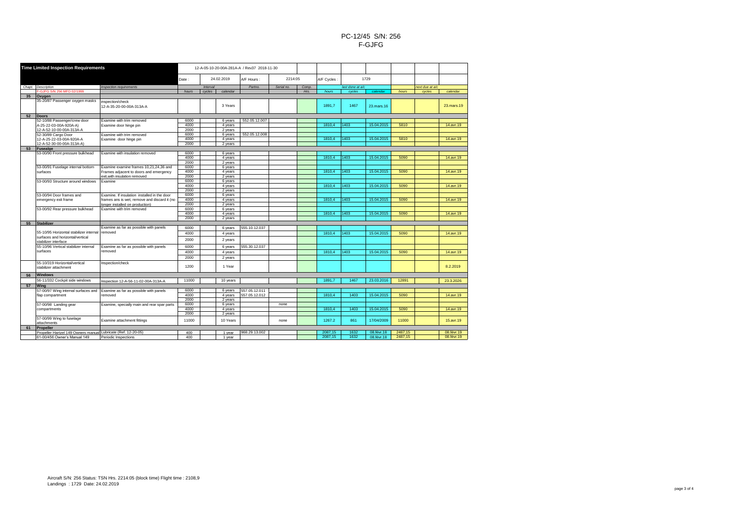PC-12/45 S/N: 256
F-GJFG

| Time Limited Inspection Requirements | | 12-A-05-10-20-00A-281A-A / Rev37 2018-11-30 | | | | | | | | | | | | | |
|---|---|---|---|---|---|---|---|---|---|---|---|---|---|---|---|
| | | Date : | 24.02.2019 | | A/F Hours : | 2214:05 | | A/F Cycles : | 1729 | | | | | | |
| Chapt. Description | Inspection requirements | Interval | | | Partno. | Serial no. | Comp. | last done at a/c | | | | next due at a/c | | | |
| F-GJFG S/N 256 MFD 02/1999 | | hours | cycles | calendar | | | Hrs. | hours | cycles | calendar | | hours | cycles | calendar | |
| **35 Oxygen** | | | | | | | | | | | | | | | |
| 35-20/87 Passenger oxygen masks | inspection/check 12-A-35-20-00-00A-313A-A | | | 3 Years | | | | 1891,7 | 1467 | 23.mars.16 | | | | 23.mars.19 | |
| **52 Doors** | | | | | | | | | | | | | | | |
| 52-10/88 Passenger/crew door | Examine with trim removed | 6000 | | 6 years | 552.05.12.007 | | | | | | | | | | |
| A-25-22-03-00A-920A-A) | Examine door hinge pin | 4000 | | 4 years | | | | 1810,4 | 1403 | 15.04.2015 | | 5810 | | 14.avr.19 | |
| 12-A-52-10-00-00A-313A-A | | 2000 | | 2 years | | | | | | | | | | | |
| 52-30/89 Cargo Door | Examine with trim removed | 6000 | | 6 years | 552.05.12.008 | | | | | | | | | | |
| 12-A-25-22-03-00A-920A-A | Examine door hinge pin | 4000 | | 4 years | | | | 1810,4 | 1403 | 15.04.2015 | | 5810 | | 14.avr.19 | |
| 12-A-52-30-00-00A-313A-A) | | 2000 | | 2 years | | | | | | | | | | | |
| **53 Fusealge** | | | | | | | | | | | | | | | |
| 53-00/90 Front pressure bulkhead | Examine with insulation removed | 6000 | | 6 years | | | | | | | | | | | |
| | | 4000 | | 4 years | | | | 1810,4 | 1403 | 15.04.2015 | | 5090 | | 14.avr.19 | |
| | | 2000 | | 2 years | | | | | | | | | | | |
| 53-00/91 Fuselage internal bottom | Examine examine frames 10,21,24,36 and | 6000 | | 6 years | | | | | | | | | | | |
| surfaces | Frames adjacent to doors and emergency | 4000 | | 4 years | | | | 1810,4 | 1403 | 15.04.2015 | | 5090 | | 14.avr.19 | |
| | exit,with insulation removed | 2000 | | 2 years | | | | | | | | | | | |
| 53-00/93 Structure around windows | Examine | 6000 | | 6 years | | | | | | | | | | | |
| | | 4000 | | 4 years | | | | 1810,4 | 1403 | 15.04.2015 | | 5090 | | 14.avr.19 | |
| | | 2000 | | 2 years | | | | | | | | | | | |
| 53-00/94 Door frames and | Examine. If insulation installed in the door | 6000 | | 6 years | | | | | | | | | | | |
| emergency exit frame | frames ans is wet, remove and discard it (no | 4000 | | 4 years | | | | 1810,4 | 1403 | 15.04.2015 | | 5090 | | 14.avr.19 | |
| | longer installed on production) | 2000 | | 2 years | | | | | | | | | | | |
| 53-00/92 Rear pressure bulkhead | Examine with trim removed | 6000 | | 6 years | | | | | | | | | | | |
| | | 4000 | | 4 years | | | | 1810,4 | 1403 | 15.04.2015 | | 5090 | | 14.avr.19 | |
| | | 2000 | | 2 years | | | | | | | | | | | |
| **55 Stabilizer** | | | | | | | | | | | | | | | |
| 55-10/95 Horizontal stabilizer internal | Examine as far as possible with panels | 6000 | | 6 years | 555.10.12.037 | | | | | | | | | | |
| surfaces and horizontal/vertical | removed | 4000 | | 4 years | | | | 1810,4 | 1403 | 15.04.2015 | | 5090 | | 14.avr.19 | |
| stabilizer interface | | 2000 | | 2 years | | | | | | | | | | | |
| 55-10/96 Vertical stabilizer internal | Examine as far as possible with panels | 6000 | | 6 years | 555.30.12.037 | | | | | | | | | | |
| surfaces | removed | 4000 | | 4 years | | | | 1810,4 | 1403 | 15.04.2015 | | 5090 | | 14.avr.19 | |
| | | 2000 | | 2 years | | | | | | | | | | | |
| 55-10/319 Horizontal/vertical stabilizer attachment | Inspection/check | 1200 | | 1 Year | | | | | | | | | | 8.2.2019 | |
| **56 Windows** | | | | | | | | | | | | | | | |
| 56-11/332 Cockpit side windows | Inspection 12-A-56-11-02-00A-313A-A | 11000 | | 10 years | | | | 1891,7 | 1467 | 23.03.2016 | | 12891 | | 23.3.2026 | |
| **57 Wing** | | | | | | | | | | | | | | | |
| 57-00/97 Wing internal surfaces and | Examine as far as possible with panels | 6000 | | 6 years | 557.05.12.011 | | | | | | | | | | |
| flap compartment | removed | 4000 | | 4 years | 557.05.12.012 | | | 1810,4 | 1403 | 15.04.2015 | | 5090 | | 14.avr.19 | |
| | | 2000 | | 2 years | | | | | | | | | | | |
| 57-00/98 Landing gear | Examine, specially main and rear spar parts | 6000 | | 6 years | | none | | | | | | | | | |
| compartments | | 4000 | | 4 years | | | | 1810,4 | 1403 | 15.04.2015 | | 5090 | | 14.avr.19 | |
| | | 2000 | | 2 years | | | | | | | | | | | |
| 57-00/99 Wing to fuselage attachments | Examine attachment fittings | 11000 | | 10 Years | | none | | 1267.2 | 861 | 17/04/2009 | | 11000 | | 15.avr.19 | |
| **61 Propeller** | | | | | | | | | | | | | | | |
| Propeller Hartzel 149 Owners manual | Lubricate (Ref. 12-20-05) | 400 | | 1 year | 968.29.13.002 | | | 2087,15 | 1632 | 08.févr.18 | | 2487,15 | | 08.févr.19 | |
| 61-00/456 Owner's Manual 149 | Periodic Inspections | 400 | | 1 year | | | | 2087,15 | 1632 | 08.févr.18 | | 2487,15 | | 08.févr.19 | |

Aircraft S/N: 256 Status: TSN Hrs. 2214:05 (block time) Flight time : 2108,9
Landings : 1729 Date: 24.02.2019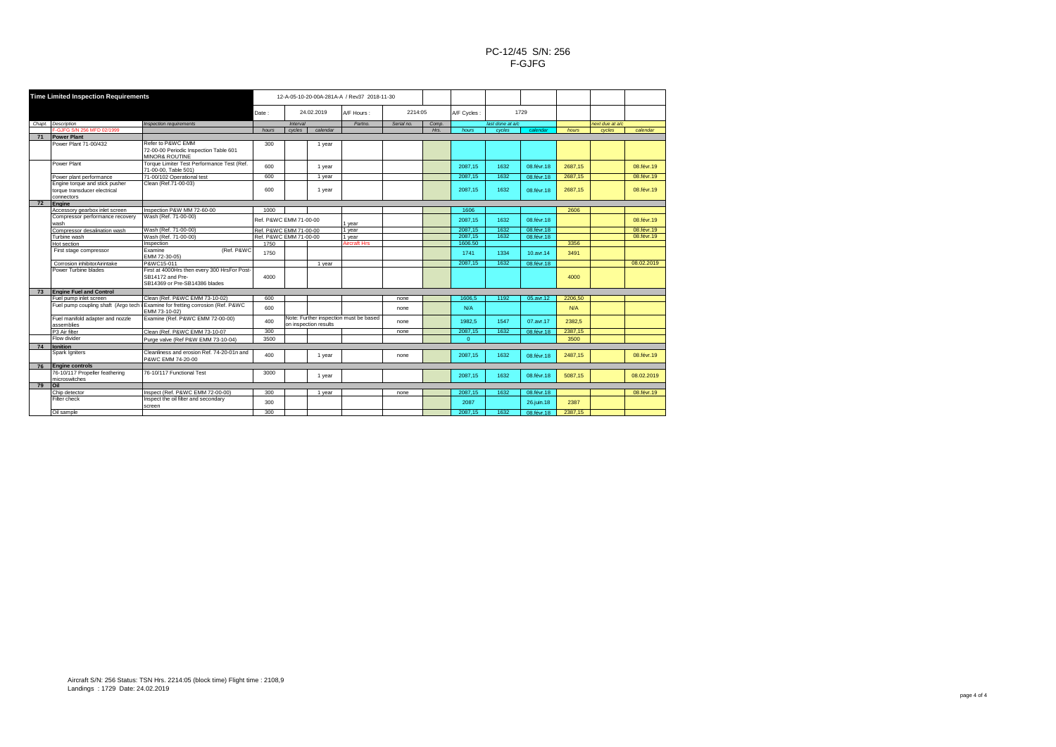PC-12/45 S/N: 256
F-GJFG

| Time Limited Inspection Requirements | | 12-A-05-10-20-00A-281A-A / Rev37 2018-11-30 | | | | | | | | | | | | |
|---|---|---|---|---|---|---|---|---|---|---|---|---|---|---|
| | | Date : | 24.02.2019 | | A/F Hours : | 2214:05 | | A/F Cycles : | 1729 | | | | | |
| Chapt. | Description | Inspection requirements | Interval | | | Partno. | Serial no. | Comp. | last done at a/c | | | next due at a/c | | |
| | F-GJFG S/N 256 MFD 02/1999 | | hours | cycles | calendar | | | Hrs. | hours | cycles | calendar | hours | cycles | calendar |
| 71 | Power Plant | | | | | | | | | | | | | |
| | Power Plant 71-00/432 | Refer to P&WC EMM 72-00-00 Periodic Inspection Table 601 MINOR& ROUTINE | 300 | | 1 year | | | | | | | | | |
| | Power Plant | Torque Limiter Test Performance Test (Ref. 71-00-00, Table 501) | 600 | | 1 year | | | | 2087,15 | 1632 | 08.févr.18 | 2687,15 | | 08.févr.19 |
| | Power plant performance | 71-00/102 Operational test | 600 | | 1 year | | | | 2087,15 | 1632 | 08.févr.18 | 2687,15 | | 08.févr.19 |
| | Engine torque and stick pusher torque transducer electrical connectors | Clean (Ref.71-00-03) | 600 | | 1 year | | | | 2087,15 | 1632 | 08.févr.18 | 2687,15 | | 08.févr.19 |
| 72 | Engine | | | | | | | | | | | | | |
| | Accessory gearbox inlet screen | Inspection P&W MM 72-60-00 | 1000 | | | | | | 1606 | | | 2606 | | |
| | Compressor performance recovery wash | Wash (Ref. 71-00-00) | Ref. P&WC EMM 71-00-00 | | | 1 year | | | 2087,15 | 1632 | 08.févr.18 | | | 08.févr.19 |
| | Compressor desalination wash | Wash (Ref. 71-00-00) | Ref. P&WC EMM 71-00-00 | | | 1 year | | | 2087,15 | 1632 | 08.févr.18 | | | 08.févr.19 |
| | Turbine wash | Wash (Ref. 71-00-00) | Ref. P&WC EMM 71-00-00 | | | 1 year | | | 2087,15 | 1632 | 08.févr.18 | | | 08.févr.19 |
| | Hot section | Inspection | 1750 | | | Aircraft Hrs | | | 1606.50 | | | 3356 | | |
| | First stage compressor | Examine (Ref. P&WC EMM 72-30-05) | 1750 | | | | | | 1741 | 1334 | 10.avr.14 | 3491 | | |
| | Corrosion inhibitorAirintake | P&WC15-011 | | | 1 year | | | | 2087,15 | 1632 | 08.févr.18 | | | 08.02.2019 |
| | Power Turbine blades | First at 4000Hrs then every 300 HrsFor Post-SB14172 and Pre-SB14369 or Pre-SB14386 blades | 4000 | | | | | | | | | 4000 | | |
| 73 | Engine Fuel and Control | | | | | | | | | | | | | |
| | Fuel pump inlet screen | Clean (Ref. P&WC EMM 73-10-02) | 600 | | | | none | | 1606,5 | 1192 | 05.avr.12 | 2206,50 | | |
| | Fuel pump coupling shaft (Argo tech) | Examine for fretting corrosion (Ref. P&WC EMM 73-10-02) | 600 | | | | none | | N/A | | | N/A | | |
| | Fuel manifold adapter and nozzle assemblies | Examine (Ref. P&WC EMM 72-00-00) | 400 | Note: Further inspection must be based on inspection results | | | none | | 1982,5 | 1547 | 07.avr.17 | 2382,5 | | |
| | P3 Air filter | Clean (Ref. P&WC EMM 73-10-07 | 300 | | | | none | | 2087,15 | 1632 | 08.févr.18 | 2387,15 | | |
| | Flow divider | Purge valve (Ref P&W EMM 73-10-04) | 3500 | | | | | | 0 | | | 3500 | | |
| 74 | Ignition | | | | | | | | | | | | | |
| | Spark Igniters | Cleanliness and erosion Ref. 74-20-01n and P&WC EMM 74-20-00 | 400 | | 1 year | | none | | 2087,15 | 1632 | 08.févr.18 | 2487,15 | | 08.févr.19 |
| 76 | Engine controls | | | | | | | | | | | | | |
| | 76-10/117 Propeller feathering microswitches | 76-10/117 Functional Test | 3000 | | 1 year | | | | 2087,15 | 1632 | 08.févr.18 | 5087,15 | | 08.02.2019 |
| 79 | Oil | | | | | | | | | | | | | |
| | Chip detector | Inspect (Ref. P&WC EMM 72-00-00) | 300 | | 1 year | | none | | 2087,15 | 1632 | 08.févr.18 | | | 08.févr.19 |
| | Filter check | Inspect the oil filter and secondary screen | 300 | | | | | | 2087 | | 26.juin.18 | 2387 | | |
| | Oil sample | | 300 | | | | | | 2087,15 | 1632 | 08.févr.18 | 2387,15 | | |

Aircraft S/N: 256 Status: TSN Hrs. 2214:05 (block time) Flight time : 2108,9
Landings : 1729 Date: 24.02.2019